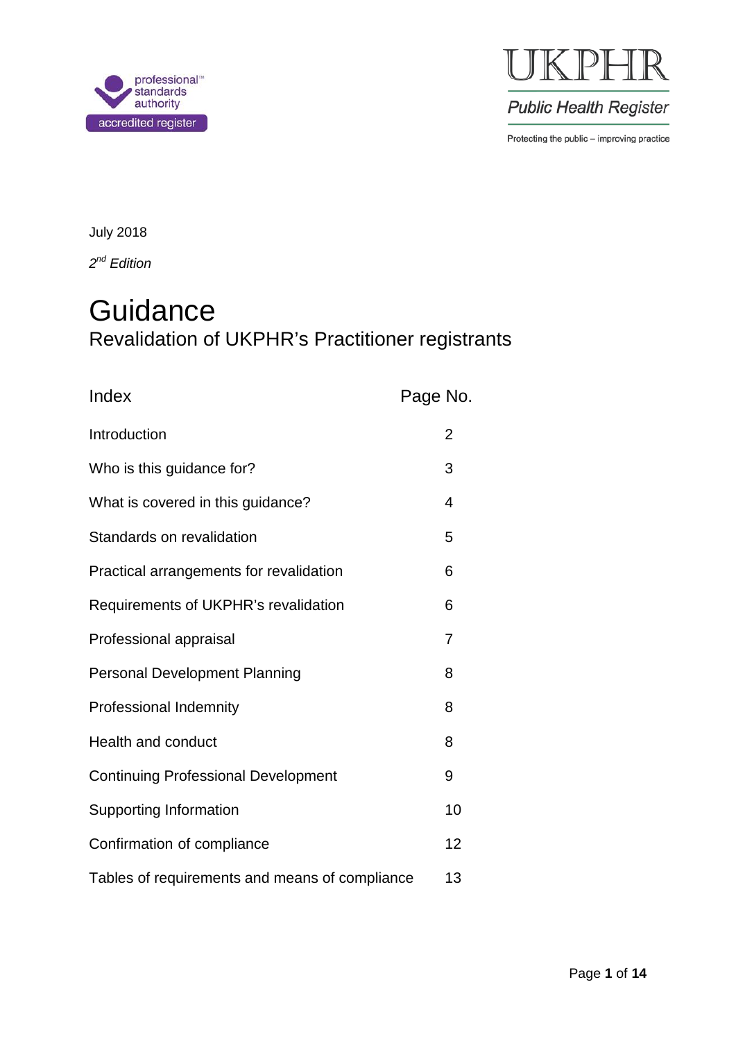professional standards authority accredited register

UKPHR
Public Health Register
Protecting the public – improving practice

July 2018

*2nd Edition*

# Guidance

## Revalidation of UKPHR's Practitioner registrants

| Index | Page No. |
|---|---|
| Introduction | 2 |
| Who is this guidance for? | 3 |
| What is covered in this guidance? | 4 |
| Standards on revalidation | 5 |
| Practical arrangements for revalidation | 6 |
| Requirements of UKPHR's revalidation | 6 |
| Professional appraisal | 7 |
| Personal Development Planning | 8 |
| Professional Indemnity | 8 |
| Health and conduct | 8 |
| Continuing Professional Development | 9 |
| Supporting Information | 10 |
| Confirmation of compliance | 12 |
| Tables of requirements and means of compliance | 13 |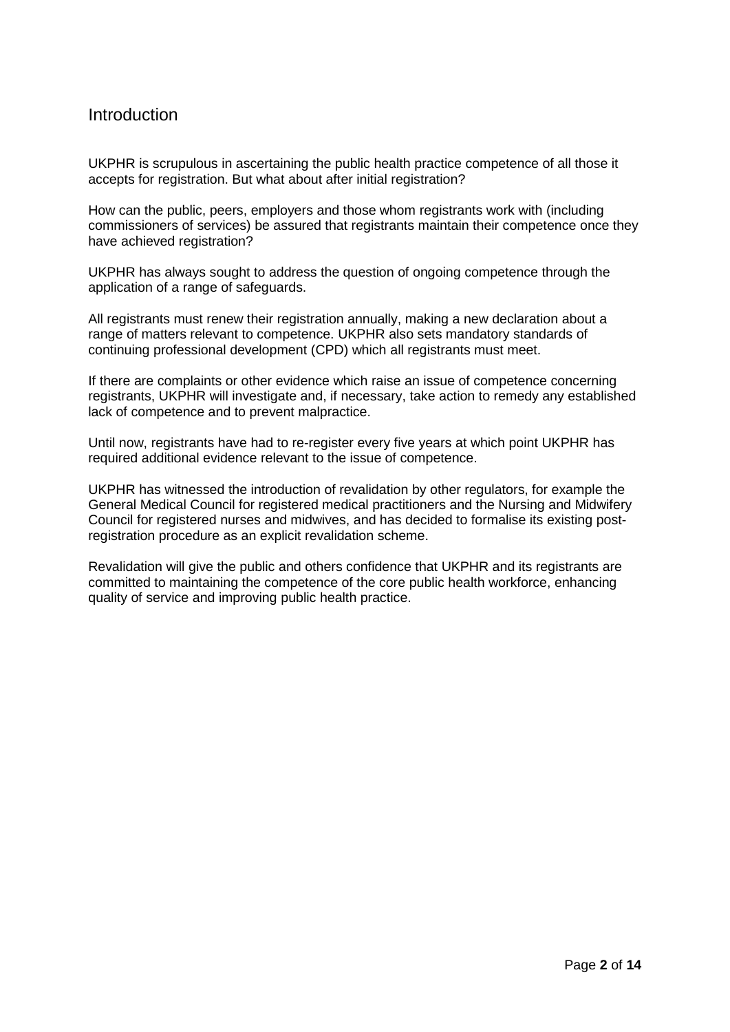## Introduction

UKPHR is scrupulous in ascertaining the public health practice competence of all those it accepts for registration. But what about after initial registration?

How can the public, peers, employers and those whom registrants work with (including commissioners of services) be assured that registrants maintain their competence once they have achieved registration?

UKPHR has always sought to address the question of ongoing competence through the application of a range of safeguards.

All registrants must renew their registration annually, making a new declaration about a range of matters relevant to competence. UKPHR also sets mandatory standards of continuing professional development (CPD) which all registrants must meet.

If there are complaints or other evidence which raise an issue of competence concerning registrants, UKPHR will investigate and, if necessary, take action to remedy any established lack of competence and to prevent malpractice.

Until now, registrants have had to re-register every five years at which point UKPHR has required additional evidence relevant to the issue of competence.

UKPHR has witnessed the introduction of revalidation by other regulators, for example the General Medical Council for registered medical practitioners and the Nursing and Midwifery Council for registered nurses and midwives, and has decided to formalise its existing post-registration procedure as an explicit revalidation scheme.

Revalidation will give the public and others confidence that UKPHR and its registrants are committed to maintaining the competence of the core public health workforce, enhancing quality of service and improving public health practice.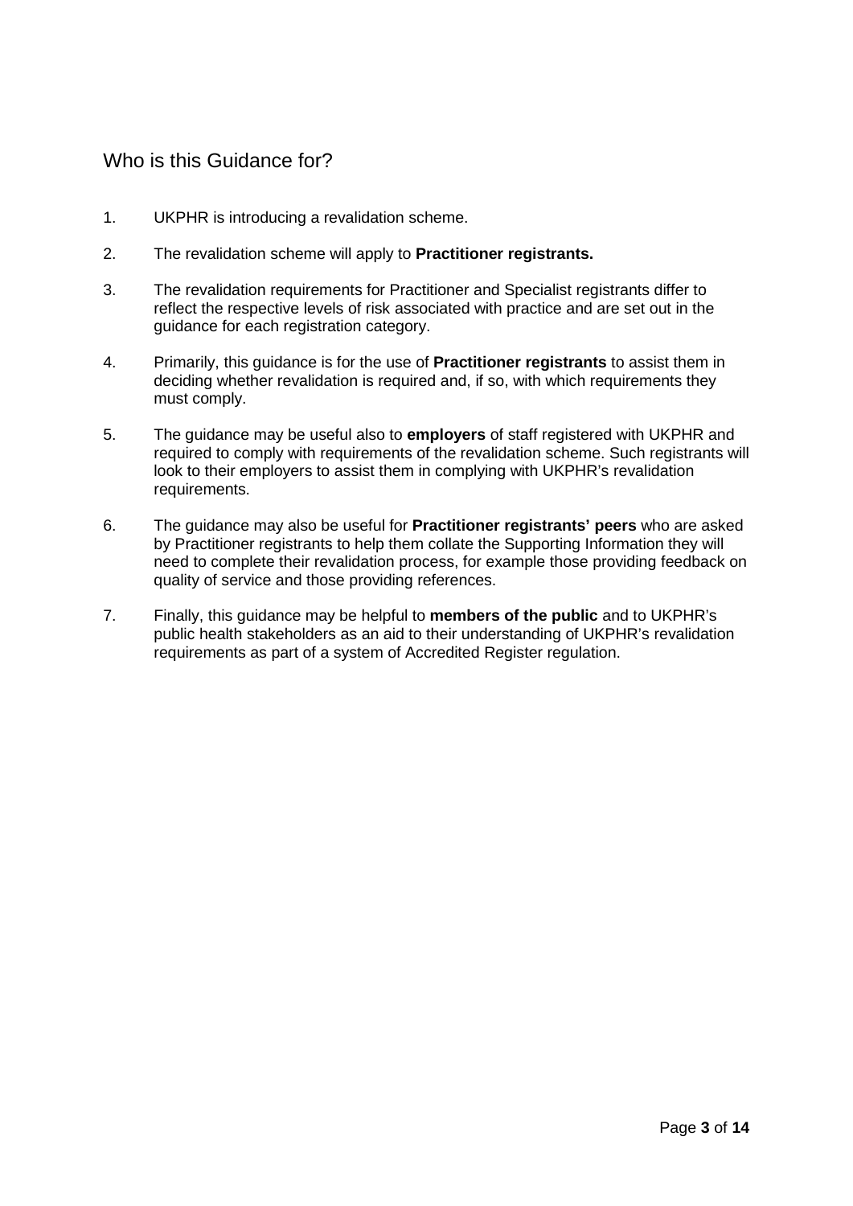## Who is this Guidance for?

1. UKPHR is introducing a revalidation scheme.

2. The revalidation scheme will apply to **Practitioner registrants.**

3. The revalidation requirements for Practitioner and Specialist registrants differ to reflect the respective levels of risk associated with practice and are set out in the guidance for each registration category.

4. Primarily, this guidance is for the use of **Practitioner registrants** to assist them in deciding whether revalidation is required and, if so, with which requirements they must comply.

5. The guidance may be useful also to **employers** of staff registered with UKPHR and required to comply with requirements of the revalidation scheme. Such registrants will look to their employers to assist them in complying with UKPHR's revalidation requirements.

6. The guidance may also be useful for **Practitioner registrants' peers** who are asked by Practitioner registrants to help them collate the Supporting Information they will need to complete their revalidation process, for example those providing feedback on quality of service and those providing references.

7. Finally, this guidance may be helpful to **members of the public** and to UKPHR's public health stakeholders as an aid to their understanding of UKPHR's revalidation requirements as part of a system of Accredited Register regulation.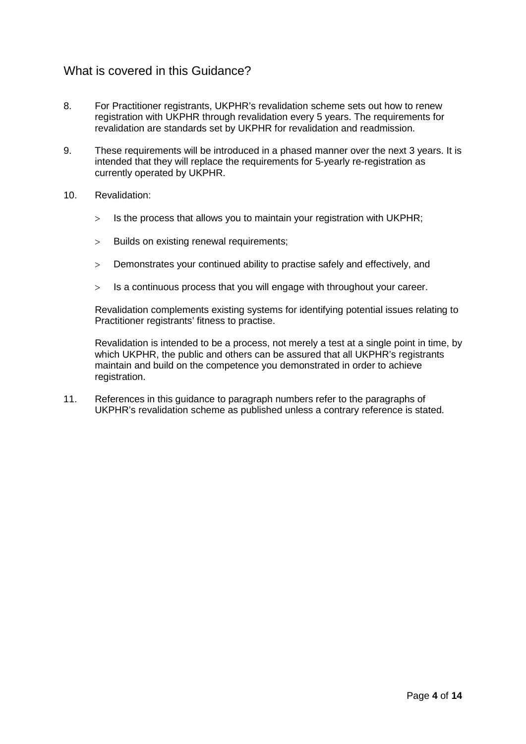## What is covered in this Guidance?

8. For Practitioner registrants, UKPHR's revalidation scheme sets out how to renew registration with UKPHR through revalidation every 5 years. The requirements for revalidation are standards set by UKPHR for revalidation and readmission.

9. These requirements will be introduced in a phased manner over the next 3 years. It is intended that they will replace the requirements for 5-yearly re-registration as currently operated by UKPHR.

10. Revalidation:

    - Is the process that allows you to maintain your registration with UKPHR;
    - Builds on existing renewal requirements;
    - Demonstrates your continued ability to practise safely and effectively, and
    - Is a continuous process that you will engage with throughout your career.

    Revalidation complements existing systems for identifying potential issues relating to Practitioner registrants' fitness to practise.

    Revalidation is intended to be a process, not merely a test at a single point in time, by which UKPHR, the public and others can be assured that all UKPHR's registrants maintain and build on the competence you demonstrated in order to achieve registration.

11. References in this guidance to paragraph numbers refer to the paragraphs of UKPHR's revalidation scheme as published unless a contrary reference is stated.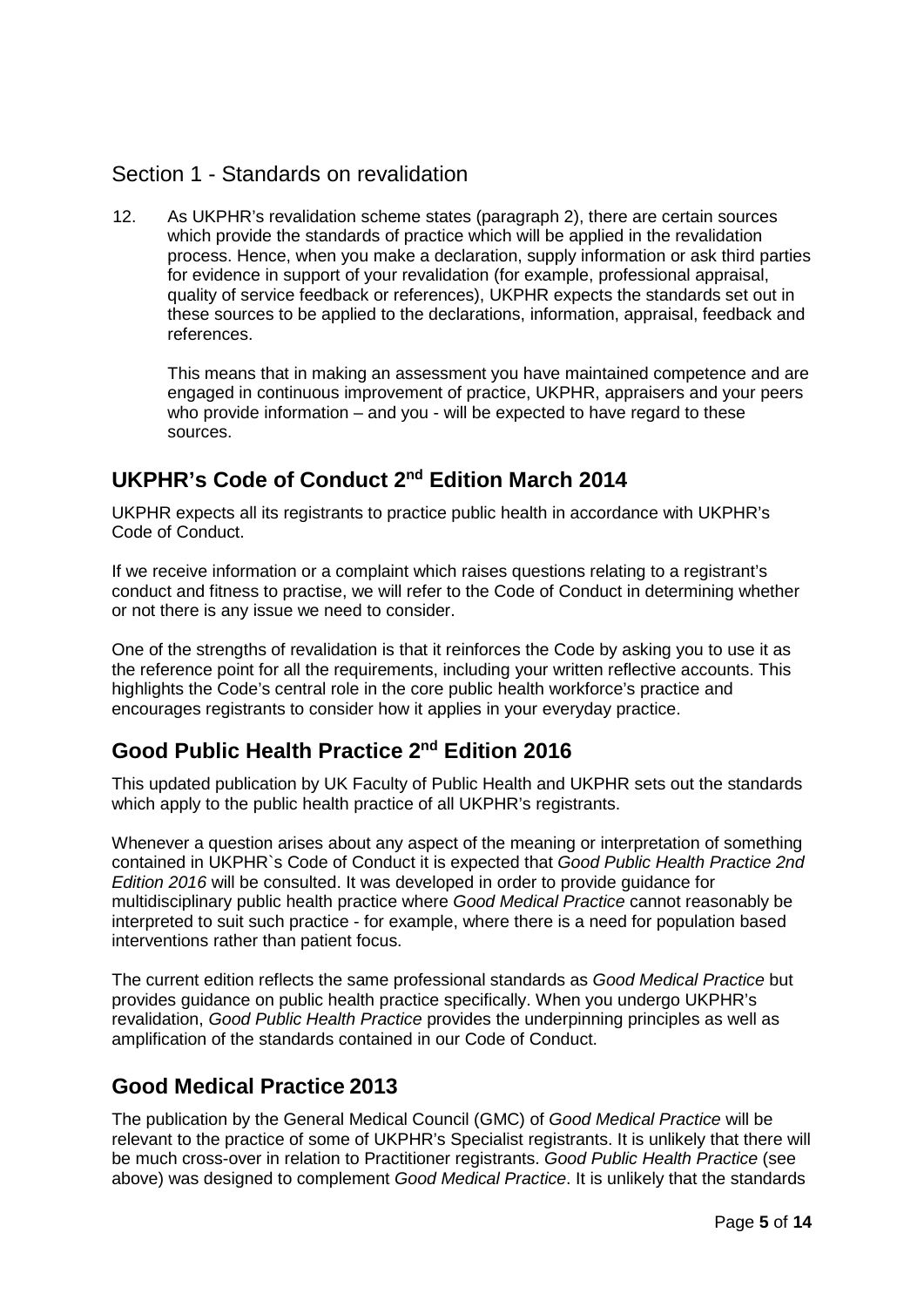## Section 1 - Standards on revalidation

12. As UKPHR's revalidation scheme states (paragraph 2), there are certain sources which provide the standards of practice which will be applied in the revalidation process. Hence, when you make a declaration, supply information or ask third parties for evidence in support of your revalidation (for example, professional appraisal, quality of service feedback or references), UKPHR expects the standards set out in these sources to be applied to the declarations, information, appraisal, feedback and references.

    This means that in making an assessment you have maintained competence and are engaged in continuous improvement of practice, UKPHR, appraisers and your peers who provide information – and you - will be expected to have regard to these sources.

### UKPHR's Code of Conduct 2nd Edition March 2014

UKPHR expects all its registrants to practice public health in accordance with UKPHR's Code of Conduct.

If we receive information or a complaint which raises questions relating to a registrant's conduct and fitness to practise, we will refer to the Code of Conduct in determining whether or not there is any issue we need to consider.

One of the strengths of revalidation is that it reinforces the Code by asking you to use it as the reference point for all the requirements, including your written reflective accounts. This highlights the Code's central role in the core public health workforce's practice and encourages registrants to consider how it applies in your everyday practice.

### Good Public Health Practice 2nd Edition 2016

This updated publication by UK Faculty of Public Health and UKPHR sets out the standards which apply to the public health practice of all UKPHR's registrants.

Whenever a question arises about any aspect of the meaning or interpretation of something contained in UKPHR`s Code of Conduct it is expected that *Good Public Health Practice 2nd Edition 2016* will be consulted. It was developed in order to provide guidance for multidisciplinary public health practice where *Good Medical Practice* cannot reasonably be interpreted to suit such practice - for example, where there is a need for population based interventions rather than patient focus.

The current edition reflects the same professional standards as *Good Medical Practice* but provides guidance on public health practice specifically. When you undergo UKPHR's revalidation, *Good Public Health Practice* provides the underpinning principles as well as amplification of the standards contained in our Code of Conduct.

### Good Medical Practice 2013

The publication by the General Medical Council (GMC) of *Good Medical Practice* will be relevant to the practice of some of UKPHR's Specialist registrants. It is unlikely that there will be much cross-over in relation to Practitioner registrants. *Good Public Health Practice* (see above) was designed to complement *Good Medical Practice*. It is unlikely that the standards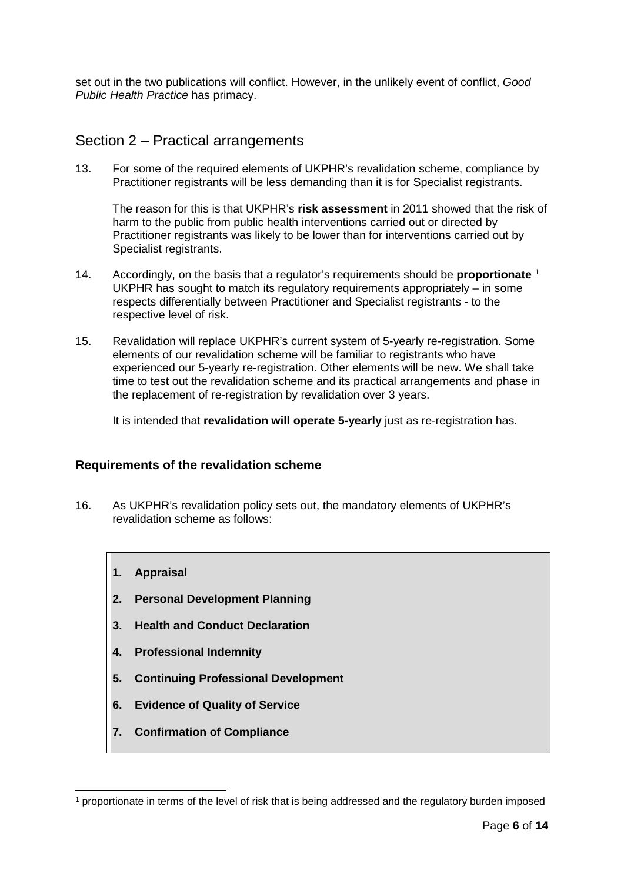set out in the two publications will conflict. However, in the unlikely event of conflict, *Good Public Health Practice* has primacy.

## Section 2 – Practical arrangements

13. For some of the required elements of UKPHR's revalidation scheme, compliance by Practitioner registrants will be less demanding than it is for Specialist registrants.

    The reason for this is that UKPHR's **risk assessment** in 2011 showed that the risk of harm to the public from public health interventions carried out or directed by Practitioner registrants was likely to be lower than for interventions carried out by Specialist registrants.

14. Accordingly, on the basis that a regulator's requirements should be **proportionate** [1] UKPHR has sought to match its regulatory requirements appropriately – in some respects differentially between Practitioner and Specialist registrants - to the respective level of risk.

15. Revalidation will replace UKPHR's current system of 5-yearly re-registration. Some elements of our revalidation scheme will be familiar to registrants who have experienced our 5-yearly re-registration. Other elements will be new. We shall take time to test out the revalidation scheme and its practical arrangements and phase in the replacement of re-registration by revalidation over 3 years.

    It is intended that **revalidation will operate 5-yearly** just as re-registration has.

### Requirements of the revalidation scheme

16. As UKPHR's revalidation policy sets out, the mandatory elements of UKPHR's revalidation scheme as follows:

> 1. **Appraisal**
> 2. **Personal Development Planning**
> 3. **Health and Conduct Declaration**
> 4. **Professional Indemnity**
> 5. **Continuing Professional Development**
> 6. **Evidence of Quality of Service**
> 7. **Confirmation of Compliance**

[1] proportionate in terms of the level of risk that is being addressed and the regulatory burden imposed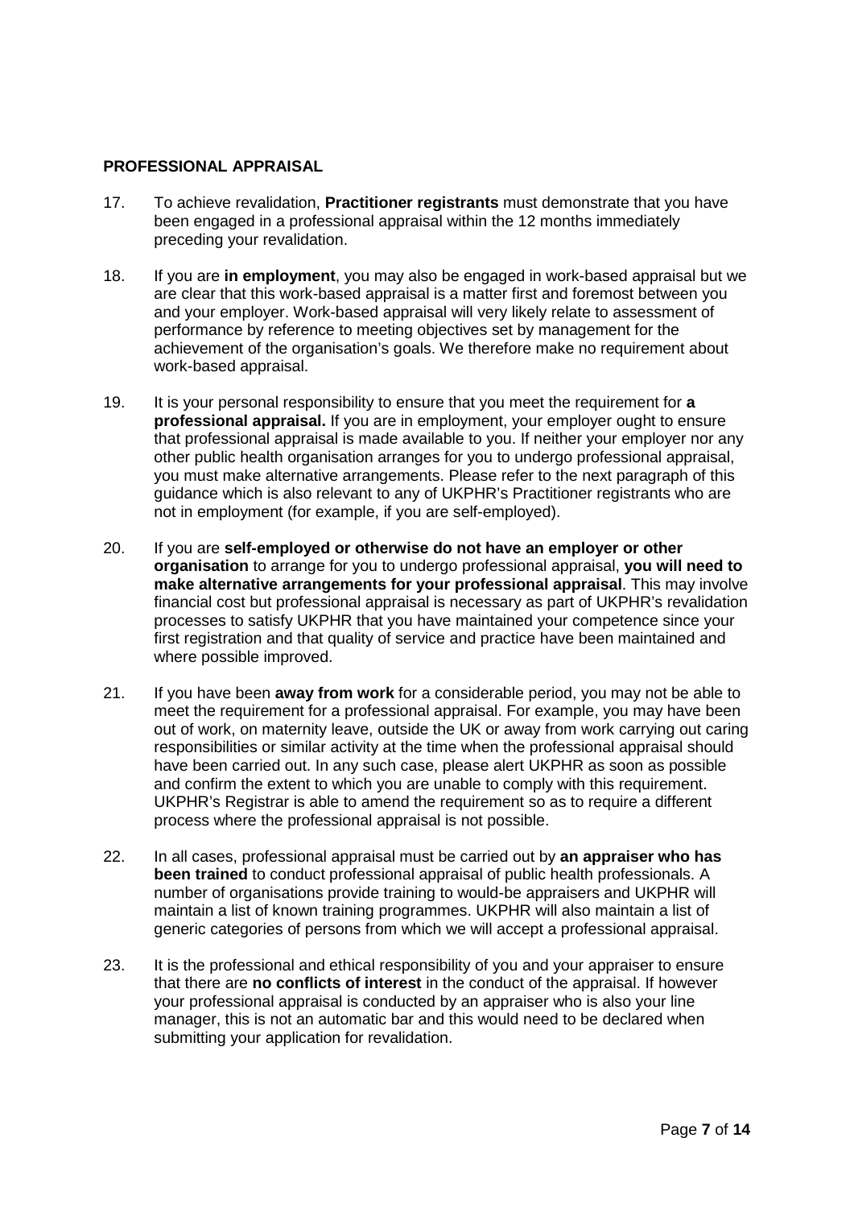## PROFESSIONAL APPRAISAL

17. To achieve revalidation, **Practitioner registrants** must demonstrate that you have been engaged in a professional appraisal within the 12 months immediately preceding your revalidation.

18. If you are **in employment**, you may also be engaged in work-based appraisal but we are clear that this work-based appraisal is a matter first and foremost between you and your employer. Work-based appraisal will very likely relate to assessment of performance by reference to meeting objectives set by management for the achievement of the organisation's goals. We therefore make no requirement about work-based appraisal.

19. It is your personal responsibility to ensure that you meet the requirement for **a professional appraisal.** If you are in employment, your employer ought to ensure that professional appraisal is made available to you. If neither your employer nor any other public health organisation arranges for you to undergo professional appraisal, you must make alternative arrangements. Please refer to the next paragraph of this guidance which is also relevant to any of UKPHR's Practitioner registrants who are not in employment (for example, if you are self-employed).

20. If you are **self-employed or otherwise do not have an employer or other organisation** to arrange for you to undergo professional appraisal, **you will need to make alternative arrangements for your professional appraisal**. This may involve financial cost but professional appraisal is necessary as part of UKPHR's revalidation processes to satisfy UKPHR that you have maintained your competence since your first registration and that quality of service and practice have been maintained and where possible improved.

21. If you have been **away from work** for a considerable period, you may not be able to meet the requirement for a professional appraisal. For example, you may have been out of work, on maternity leave, outside the UK or away from work carrying out caring responsibilities or similar activity at the time when the professional appraisal should have been carried out. In any such case, please alert UKPHR as soon as possible and confirm the extent to which you are unable to comply with this requirement. UKPHR's Registrar is able to amend the requirement so as to require a different process where the professional appraisal is not possible.

22. In all cases, professional appraisal must be carried out by **an appraiser who has been trained** to conduct professional appraisal of public health professionals. A number of organisations provide training to would-be appraisers and UKPHR will maintain a list of known training programmes. UKPHR will also maintain a list of generic categories of persons from which we will accept a professional appraisal.

23. It is the professional and ethical responsibility of you and your appraiser to ensure that there are **no conflicts of interest** in the conduct of the appraisal. If however your professional appraisal is conducted by an appraiser who is also your line manager, this is not an automatic bar and this would need to be declared when submitting your application for revalidation.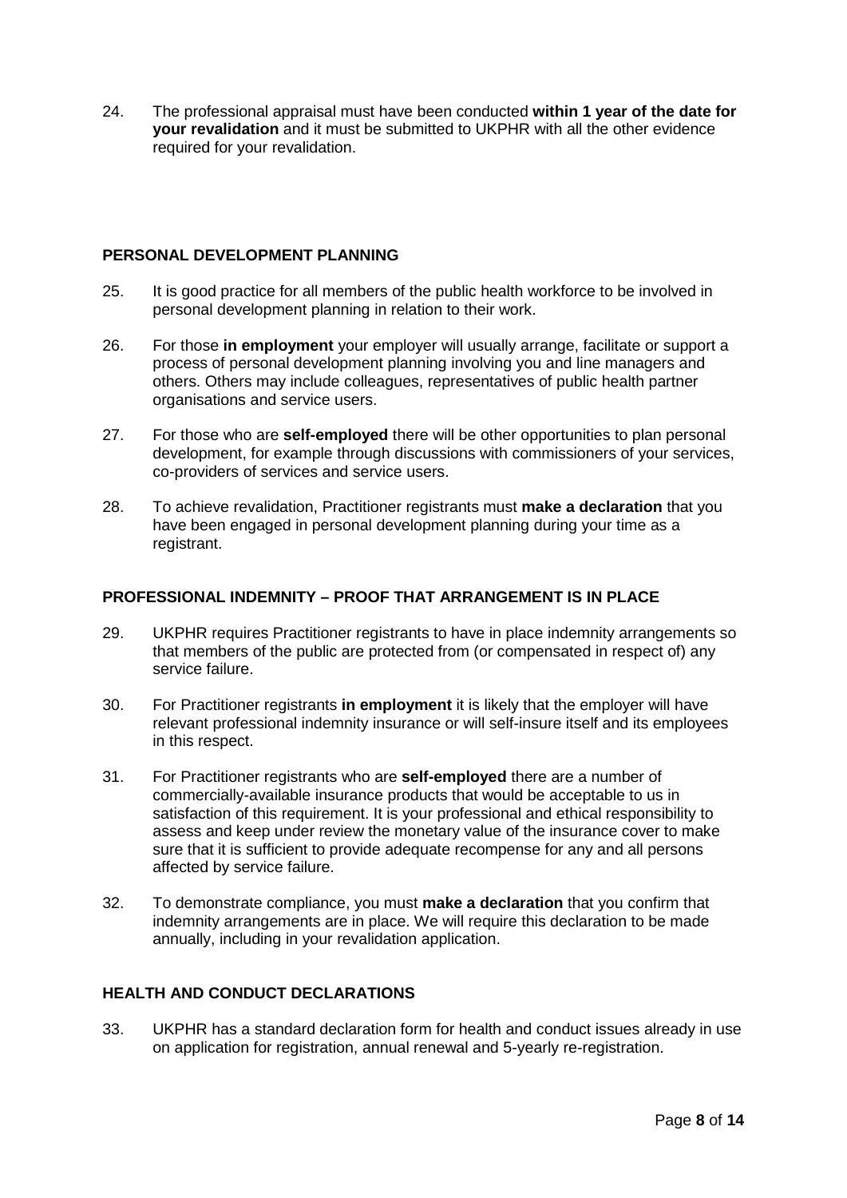24. The professional appraisal must have been conducted **within 1 year of the date for your revalidation** and it must be submitted to UKPHR with all the other evidence required for your revalidation.

## PERSONAL DEVELOPMENT PLANNING

25. It is good practice for all members of the public health workforce to be involved in personal development planning in relation to their work.

26. For those **in employment** your employer will usually arrange, facilitate or support a process of personal development planning involving you and line managers and others. Others may include colleagues, representatives of public health partner organisations and service users.

27. For those who are **self-employed** there will be other opportunities to plan personal development, for example through discussions with commissioners of your services, co-providers of services and service users.

28. To achieve revalidation, Practitioner registrants must **make a declaration** that you have been engaged in personal development planning during your time as a registrant.

## PROFESSIONAL INDEMNITY – PROOF THAT ARRANGEMENT IS IN PLACE

29. UKPHR requires Practitioner registrants to have in place indemnity arrangements so that members of the public are protected from (or compensated in respect of) any service failure.

30. For Practitioner registrants **in employment** it is likely that the employer will have relevant professional indemnity insurance or will self-insure itself and its employees in this respect.

31. For Practitioner registrants who are **self-employed** there are a number of commercially-available insurance products that would be acceptable to us in satisfaction of this requirement. It is your professional and ethical responsibility to assess and keep under review the monetary value of the insurance cover to make sure that it is sufficient to provide adequate recompense for any and all persons affected by service failure.

32. To demonstrate compliance, you must **make a declaration** that you confirm that indemnity arrangements are in place. We will require this declaration to be made annually, including in your revalidation application.

## HEALTH AND CONDUCT DECLARATIONS

33. UKPHR has a standard declaration form for health and conduct issues already in use on application for registration, annual renewal and 5-yearly re-registration.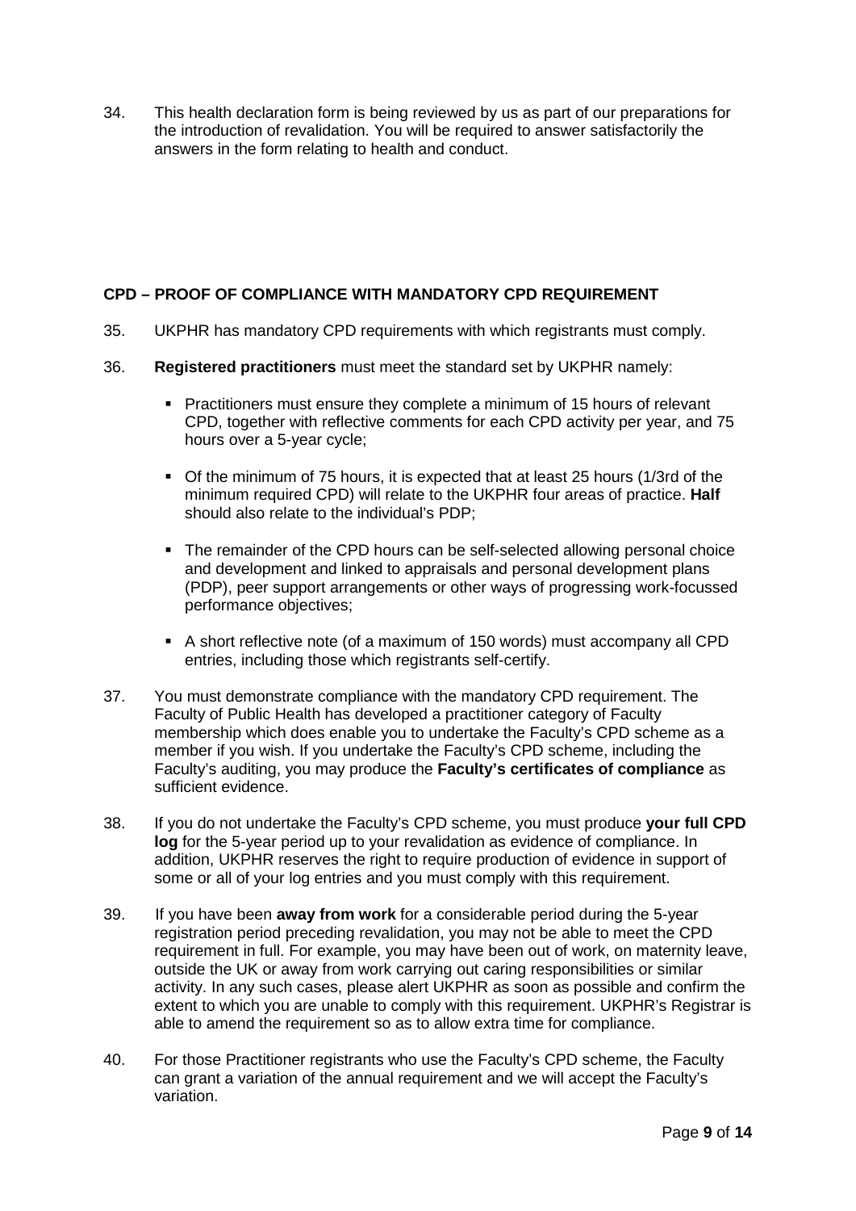34. This health declaration form is being reviewed by us as part of our preparations for the introduction of revalidation. You will be required to answer satisfactorily the answers in the form relating to health and conduct.

**CPD – PROOF OF COMPLIANCE WITH MANDATORY CPD REQUIREMENT**

35. UKPHR has mandatory CPD requirements with which registrants must comply.

36. **Registered practitioners** must meet the standard set by UKPHR namely:

  - Practitioners must ensure they complete a minimum of 15 hours of relevant CPD, together with reflective comments for each CPD activity per year, and 75 hours over a 5-year cycle;
  - Of the minimum of 75 hours, it is expected that at least 25 hours (1/3rd of the minimum required CPD) will relate to the UKPHR four areas of practice. **Half** should also relate to the individual's PDP;
  - The remainder of the CPD hours can be self-selected allowing personal choice and development and linked to appraisals and personal development plans (PDP), peer support arrangements or other ways of progressing work-focussed performance objectives;
  - A short reflective note (of a maximum of 150 words) must accompany all CPD entries, including those which registrants self-certify.

37. You must demonstrate compliance with the mandatory CPD requirement. The Faculty of Public Health has developed a practitioner category of Faculty membership which does enable you to undertake the Faculty's CPD scheme as a member if you wish. If you undertake the Faculty's CPD scheme, including the Faculty's auditing, you may produce the **Faculty's certificates of compliance** as sufficient evidence.

38. If you do not undertake the Faculty's CPD scheme, you must produce **your full CPD log** for the 5-year period up to your revalidation as evidence of compliance. In addition, UKPHR reserves the right to require production of evidence in support of some or all of your log entries and you must comply with this requirement.

39. If you have been **away from work** for a considerable period during the 5-year registration period preceding revalidation, you may not be able to meet the CPD requirement in full. For example, you may have been out of work, on maternity leave, outside the UK or away from work carrying out caring responsibilities or similar activity. In any such cases, please alert UKPHR as soon as possible and confirm the extent to which you are unable to comply with this requirement. UKPHR's Registrar is able to amend the requirement so as to allow extra time for compliance.

40. For those Practitioner registrants who use the Faculty's CPD scheme, the Faculty can grant a variation of the annual requirement and we will accept the Faculty's variation.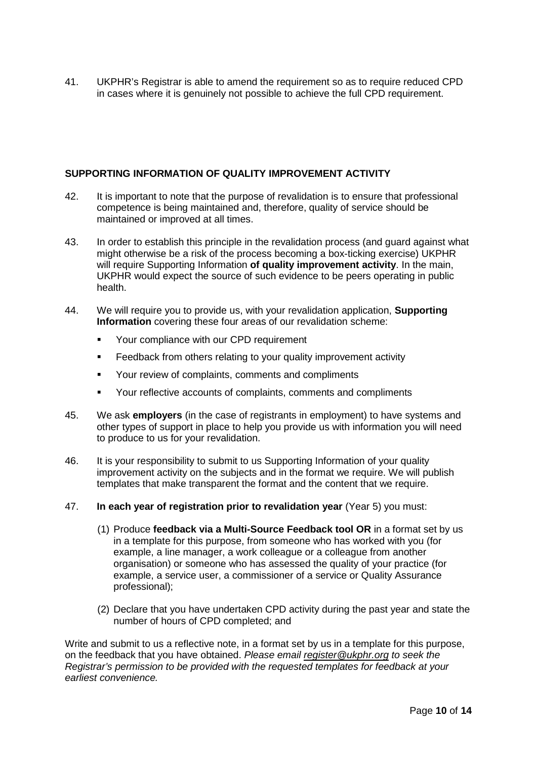41. UKPHR's Registrar is able to amend the requirement so as to require reduced CPD in cases where it is genuinely not possible to achieve the full CPD requirement.

## SUPPORTING INFORMATION OF QUALITY IMPROVEMENT ACTIVITY

42. It is important to note that the purpose of revalidation is to ensure that professional competence is being maintained and, therefore, quality of service should be maintained or improved at all times.

43. In order to establish this principle in the revalidation process (and guard against what might otherwise be a risk of the process becoming a box-ticking exercise) UKPHR will require Supporting Information **of quality improvement activity**. In the main, UKPHR would expect the source of such evidence to be peers operating in public health.

44. We will require you to provide us, with your revalidation application, **Supporting Information** covering these four areas of our revalidation scheme:

   - Your compliance with our CPD requirement
   - Feedback from others relating to your quality improvement activity
   - Your review of complaints, comments and compliments
   - Your reflective accounts of complaints, comments and compliments

45. We ask **employers** (in the case of registrants in employment) to have systems and other types of support in place to help you provide us with information you will need to produce to us for your revalidation.

46. It is your responsibility to submit to us Supporting Information of your quality improvement activity on the subjects and in the format we require. We will publish templates that make transparent the format and the content that we require.

47. **In each year of registration prior to revalidation year** (Year 5) you must:

   (1) Produce **feedback via a Multi-Source Feedback tool OR** in a format set by us in a template for this purpose, from someone who has worked with you (for example, a line manager, a work colleague or a colleague from another organisation) or someone who has assessed the quality of your practice (for example, a service user, a commissioner of a service or Quality Assurance professional);

   (2) Declare that you have undertaken CPD activity during the past year and state the number of hours of CPD completed; and

Write and submit to us a reflective note, in a format set by us in a template for this purpose, on the feedback that you have obtained. *Please email register@ukphr.org to seek the Registrar's permission to be provided with the requested templates for feedback at your earliest convenience.*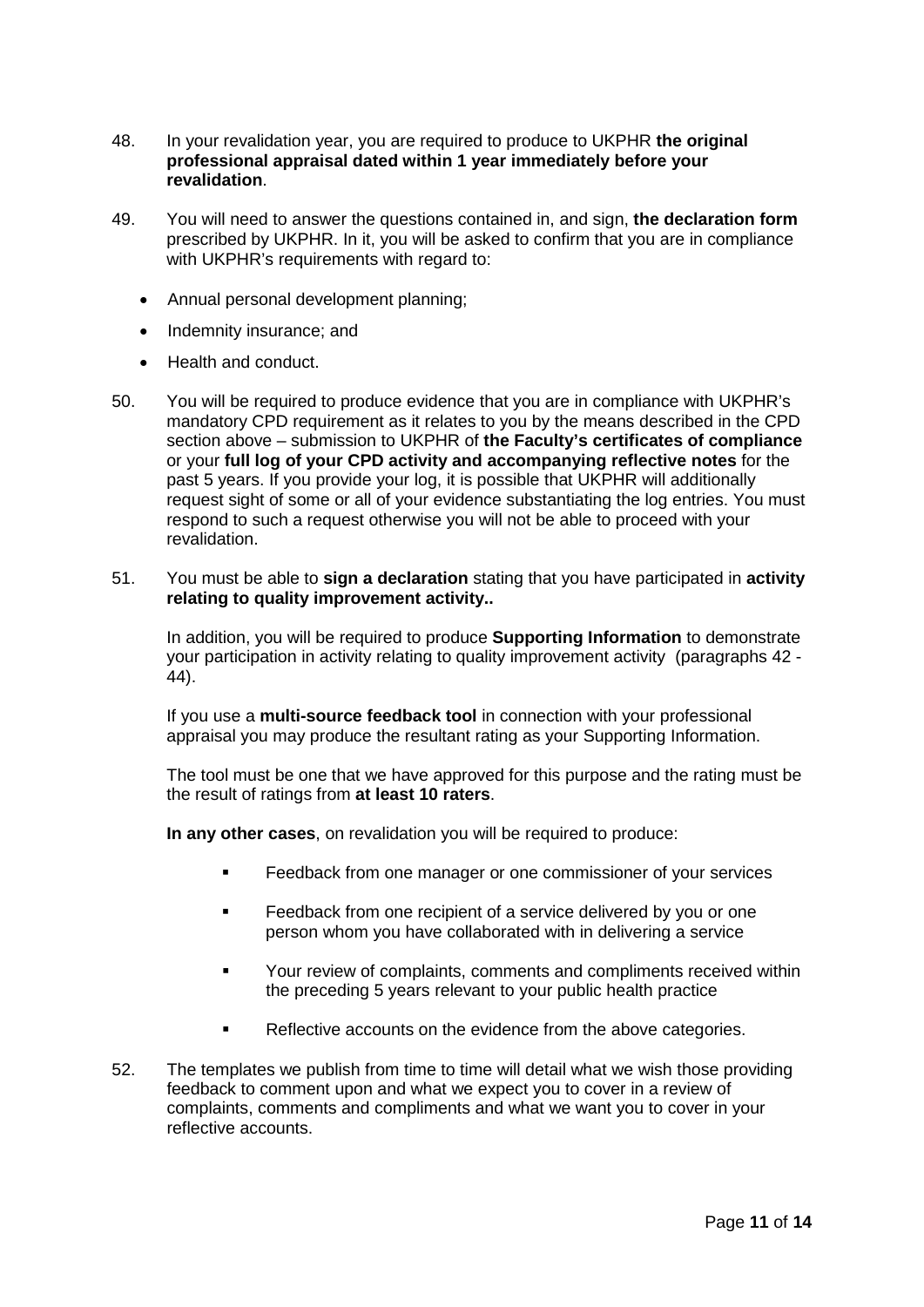48. In your revalidation year, you are required to produce to UKPHR **the original professional appraisal dated within 1 year immediately before your revalidation**.

49. You will need to answer the questions contained in, and sign, **the declaration form** prescribed by UKPHR. In it, you will be asked to confirm that you are in compliance with UKPHR's requirements with regard to:

    - Annual personal development planning;
    - Indemnity insurance; and
    - Health and conduct.

50. You will be required to produce evidence that you are in compliance with UKPHR's mandatory CPD requirement as it relates to you by the means described in the CPD section above – submission to UKPHR of **the Faculty's certificates of compliance** or your **full log of your CPD activity and accompanying reflective notes** for the past 5 years. If you provide your log, it is possible that UKPHR will additionally request sight of some or all of your evidence substantiating the log entries. You must respond to such a request otherwise you will not be able to proceed with your revalidation.

51. You must be able to **sign a declaration** stating that you have participated in **activity relating to quality improvement activity..**

    In addition, you will be required to produce **Supporting Information** to demonstrate your participation in activity relating to quality improvement activity (paragraphs 42 - 44).

    If you use a **multi-source feedback tool** in connection with your professional appraisal you may produce the resultant rating as your Supporting Information.

    The tool must be one that we have approved for this purpose and the rating must be the result of ratings from **at least 10 raters**.

    **In any other cases**, on revalidation you will be required to produce:

    - Feedback from one manager or one commissioner of your services
    - Feedback from one recipient of a service delivered by you or one person whom you have collaborated with in delivering a service
    - Your review of complaints, comments and compliments received within the preceding 5 years relevant to your public health practice
    - Reflective accounts on the evidence from the above categories.

52. The templates we publish from time to time will detail what we wish those providing feedback to comment upon and what we expect you to cover in a review of complaints, comments and compliments and what we want you to cover in your reflective accounts.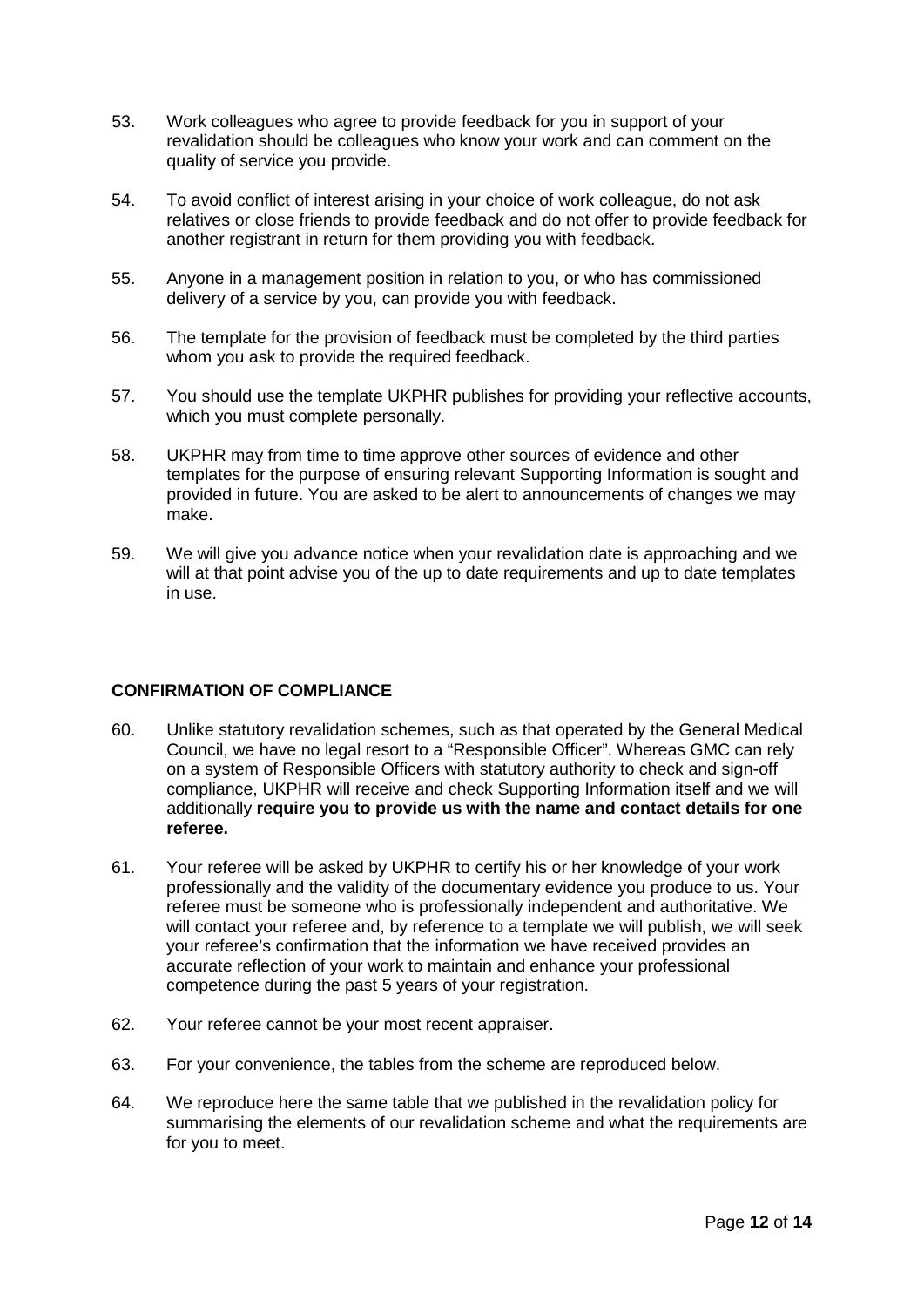53. Work colleagues who agree to provide feedback for you in support of your revalidation should be colleagues who know your work and can comment on the quality of service you provide.

54. To avoid conflict of interest arising in your choice of work colleague, do not ask relatives or close friends to provide feedback and do not offer to provide feedback for another registrant in return for them providing you with feedback.

55. Anyone in a management position in relation to you, or who has commissioned delivery of a service by you, can provide you with feedback.

56. The template for the provision of feedback must be completed by the third parties whom you ask to provide the required feedback.

57. You should use the template UKPHR publishes for providing your reflective accounts, which you must complete personally.

58. UKPHR may from time to time approve other sources of evidence and other templates for the purpose of ensuring relevant Supporting Information is sought and provided in future. You are asked to be alert to announcements of changes we may make.

59. We will give you advance notice when your revalidation date is approaching and we will at that point advise you of the up to date requirements and up to date templates in use.

## CONFIRMATION OF COMPLIANCE

60. Unlike statutory revalidation schemes, such as that operated by the General Medical Council, we have no legal resort to a "Responsible Officer". Whereas GMC can rely on a system of Responsible Officers with statutory authority to check and sign-off compliance, UKPHR will receive and check Supporting Information itself and we will additionally **require you to provide us with the name and contact details for one referee.**

61. Your referee will be asked by UKPHR to certify his or her knowledge of your work professionally and the validity of the documentary evidence you produce to us. Your referee must be someone who is professionally independent and authoritative. We will contact your referee and, by reference to a template we will publish, we will seek your referee's confirmation that the information we have received provides an accurate reflection of your work to maintain and enhance your professional competence during the past 5 years of your registration.

62. Your referee cannot be your most recent appraiser.

63. For your convenience, the tables from the scheme are reproduced below.

64. We reproduce here the same table that we published in the revalidation policy for summarising the elements of our revalidation scheme and what the requirements are for you to meet.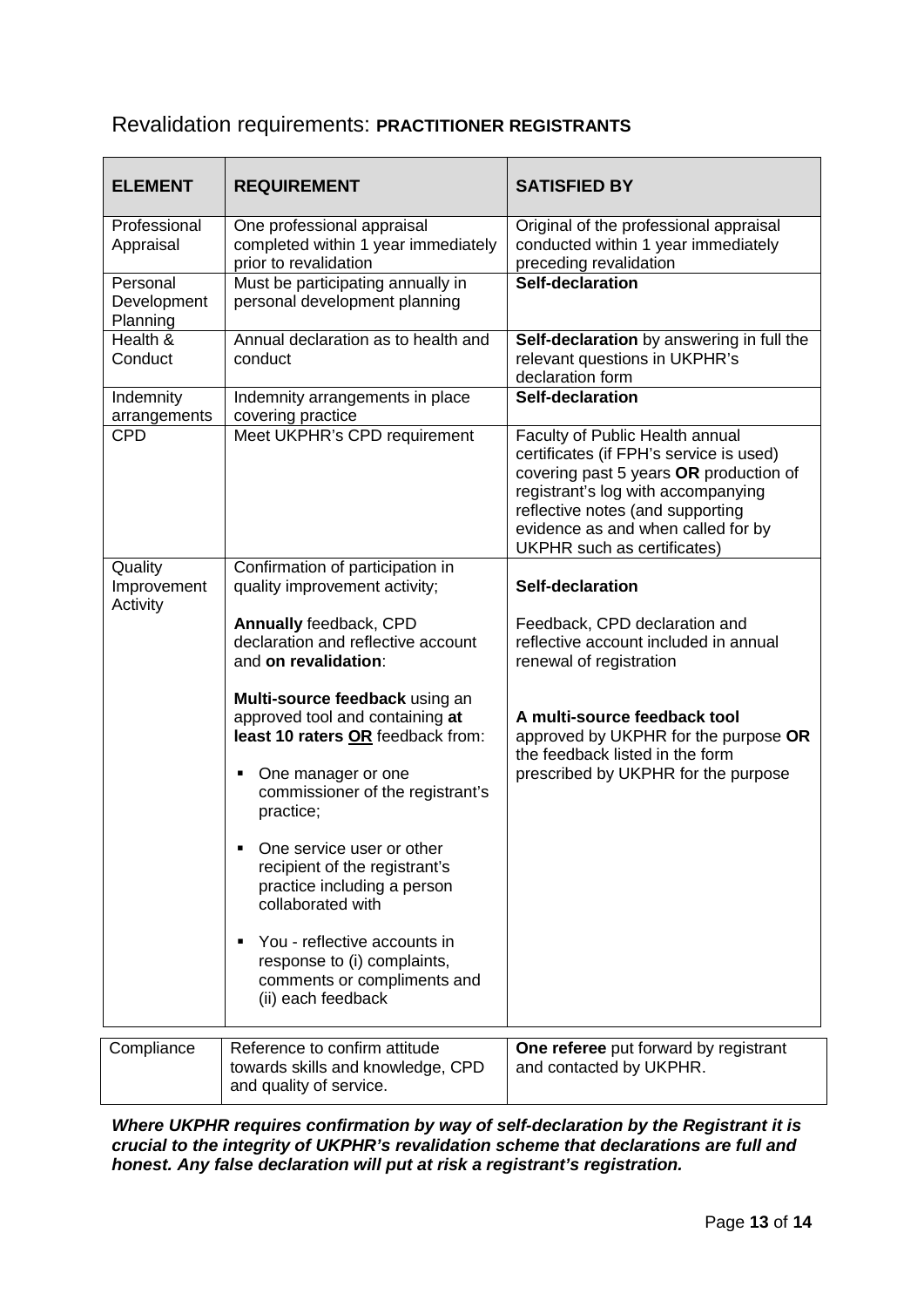## Revalidation requirements: **PRACTITIONER REGISTRANTS**

| **ELEMENT** | **REQUIREMENT** | **SATISFIED BY** |
|---|---|---|
| Professional Appraisal | One professional appraisal completed within 1 year immediately prior to revalidation | Original of the professional appraisal conducted within 1 year immediately preceding revalidation |
| Personal Development Planning | Must be participating annually in personal development planning | **Self-declaration** |
| Health & Conduct | Annual declaration as to health and conduct | **Self-declaration** by answering in full the relevant questions in UKPHR's declaration form |
| Indemnity arrangements | Indemnity arrangements in place covering practice | **Self-declaration** |
| CPD | Meet UKPHR's CPD requirement | Faculty of Public Health annual certificates (if FPH's service is used) covering past 5 years **OR** production of registrant's log with accompanying reflective notes (and supporting evidence as and when called for by UKPHR such as certificates) |
| Quality Improvement Activity | Confirmation of participation in quality improvement activity;<br><br>**Annually** feedback, CPD declaration and reflective account and **on revalidation**:<br><br>**Multi-source feedback** using an approved tool and containing **at least 10 raters <u>OR</u>** feedback from:<br>▪ One manager or one commissioner of the registrant's practice;<br>▪ One service user or other recipient of the registrant's practice including a person collaborated with<br>▪ You - reflective accounts in response to (i) complaints, comments or compliments and (ii) each feedback | **Self-declaration**<br><br>Feedback, CPD declaration and reflective account included in annual renewal of registration<br><br>**A multi-source feedback tool** approved by UKPHR for the purpose **OR** the feedback listed in the form prescribed by UKPHR for the purpose |
| Compliance | Reference to confirm attitude towards skills and knowledge, CPD and quality of service. | **One referee** put forward by registrant and contacted by UKPHR. |

***Where UKPHR requires confirmation by way of self-declaration by the Registrant it is crucial to the integrity of UKPHR's revalidation scheme that declarations are full and honest. Any false declaration will put at risk a registrant's registration.***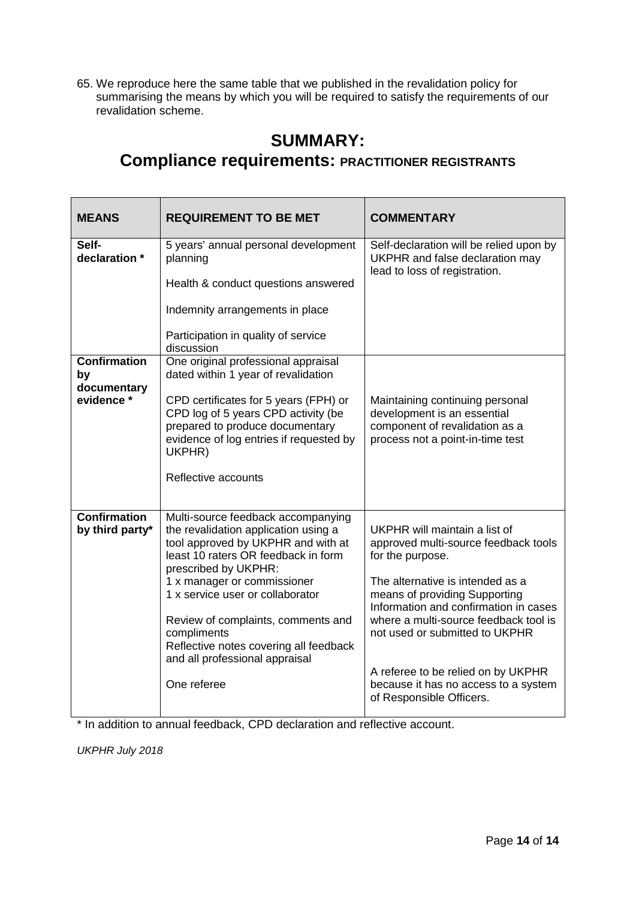65. We reproduce here the same table that we published in the revalidation policy for summarising the means by which you will be required to satisfy the requirements of our revalidation scheme.

# SUMMARY:

## Compliance requirements: PRACTITIONER REGISTRANTS

| MEANS | REQUIREMENT TO BE MET | COMMENTARY |
|---|---|---|
| **Self-declaration *** | 5 years' annual personal development planning<br><br>Health & conduct questions answered<br><br>Indemnity arrangements in place<br><br>Participation in quality of service discussion | Self-declaration will be relied upon by UKPHR and false declaration may lead to loss of registration. |
| **Confirmation by documentary evidence *** | One original professional appraisal dated within 1 year of revalidation<br><br>CPD certificates for 5 years (FPH) or CPD log of 5 years CPD activity (be prepared to produce documentary evidence of log entries if requested by UKPHR)<br><br>Reflective accounts | Maintaining continuing personal development is an essential component of revalidation as a process not a point-in-time test |
| **Confirmation by third party*** | Multi-source feedback accompanying the revalidation application using a tool approved by UKPHR and with at least 10 raters OR feedback in form prescribed by UKPHR:<br>1 x manager or commissioner<br>1 x service user or collaborator<br><br>Review of complaints, comments and compliments<br>Reflective notes covering all feedback and all professional appraisal<br><br>One referee | UKPHR will maintain a list of approved multi-source feedback tools for the purpose.<br><br>The alternative is intended as a means of providing Supporting Information and confirmation in cases where a multi-source feedback tool is not used or submitted to UKPHR<br><br>A referee to be relied on by UKPHR because it has no access to a system of Responsible Officers. |

* In addition to annual feedback, CPD declaration and reflective account.

*UKPHR July 2018*